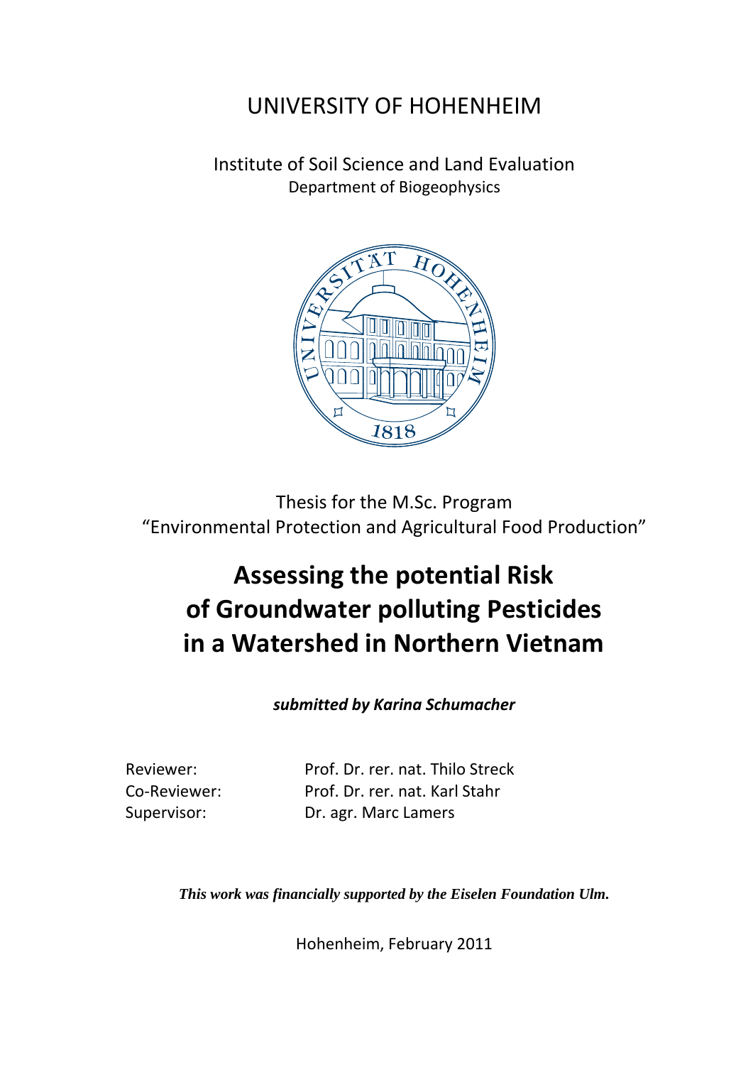UNIVERSITY OF HOHENHEIM

Institute of Soil Science and Land Evaluation
Department of Biogeophysics

Thesis for the M.Sc. Program
"Environmental Protection and Agricultural Food Production"

# Assessing the potential Risk of Groundwater polluting Pesticides in a Watershed in Northern Vietnam

***submitted by Karina Schumacher***

Reviewer: Prof. Dr. rer. nat. Thilo Streck
Co-Reviewer: Prof. Dr. rer. nat. Karl Stahr
Supervisor: Dr. agr. Marc Lamers

***This work was financially supported by the Eiselen Foundation Ulm.***

Hohenheim, February 2011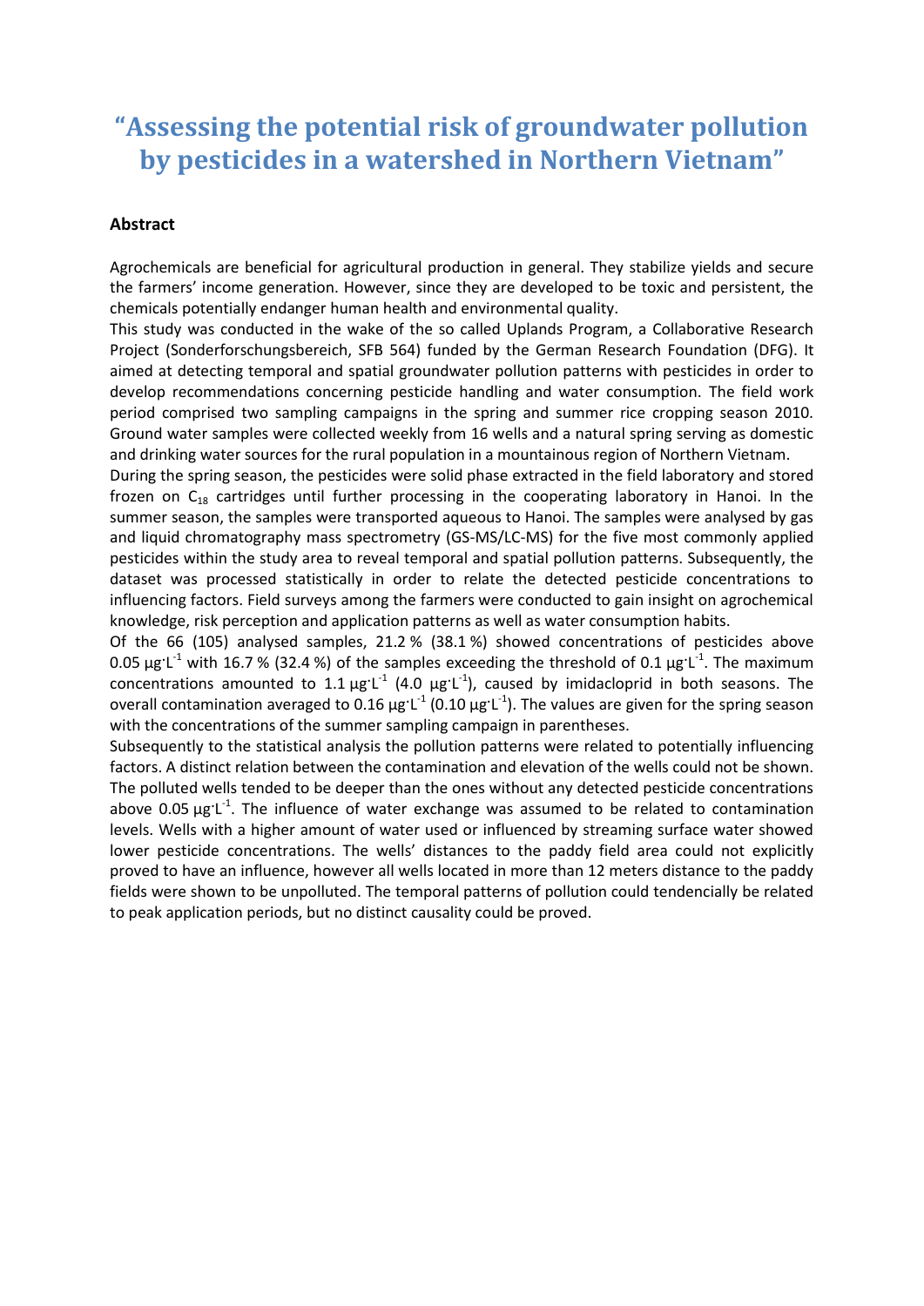# "Assessing the potential risk of groundwater pollution by pesticides in a watershed in Northern Vietnam"

## Abstract

Agrochemicals are beneficial for agricultural production in general. They stabilize yields and secure the farmers' income generation. However, since they are developed to be toxic and persistent, the chemicals potentially endanger human health and environmental quality.

This study was conducted in the wake of the so called Uplands Program, a Collaborative Research Project (Sonderforschungsbereich, SFB 564) funded by the German Research Foundation (DFG). It aimed at detecting temporal and spatial groundwater pollution patterns with pesticides in order to develop recommendations concerning pesticide handling and water consumption. The field work period comprised two sampling campaigns in the spring and summer rice cropping season 2010. Ground water samples were collected weekly from 16 wells and a natural spring serving as domestic and drinking water sources for the rural population in a mountainous region of Northern Vietnam.

During the spring season, the pesticides were solid phase extracted in the field laboratory and stored frozen on $C_{18}$ cartridges until further processing in the cooperating laboratory in Hanoi. In the summer season, the samples were transported aqueous to Hanoi. The samples were analysed by gas and liquid chromatography mass spectrometry (GS-MS/LC-MS) for the five most commonly applied pesticides within the study area to reveal temporal and spatial pollution patterns. Subsequently, the dataset was processed statistically in order to relate the detected pesticide concentrations to influencing factors. Field surveys among the farmers were conducted to gain insight on agrochemical knowledge, risk perception and application patterns as well as water consumption habits.

Of the 66 (105) analysed samples, 21.2 % (38.1 %) showed concentrations of pesticides above 0.05 $\mu g \cdot L^{-1}$ with 16.7 % (32.4 %) of the samples exceeding the threshold of 0.1 $\mu g \cdot L^{-1}$. The maximum concentrations amounted to 1.1 $\mu g \cdot L^{-1}$ (4.0 $\mu g \cdot L^{-1}$), caused by imidacloprid in both seasons. The overall contamination averaged to 0.16 $\mu g \cdot L^{-1}$ (0.10 $\mu g \cdot L^{-1}$). The values are given for the spring season with the concentrations of the summer sampling campaign in parentheses.

Subsequently to the statistical analysis the pollution patterns were related to potentially influencing factors. A distinct relation between the contamination and elevation of the wells could not be shown. The polluted wells tended to be deeper than the ones without any detected pesticide concentrations above 0.05 $\mu g \cdot L^{-1}$. The influence of water exchange was assumed to be related to contamination levels. Wells with a higher amount of water used or influenced by streaming surface water showed lower pesticide concentrations. The wells' distances to the paddy field area could not explicitly proved to have an influence, however all wells located in more than 12 meters distance to the paddy fields were shown to be unpolluted. The temporal patterns of pollution could tendencially be related to peak application periods, but no distinct causality could be proved.